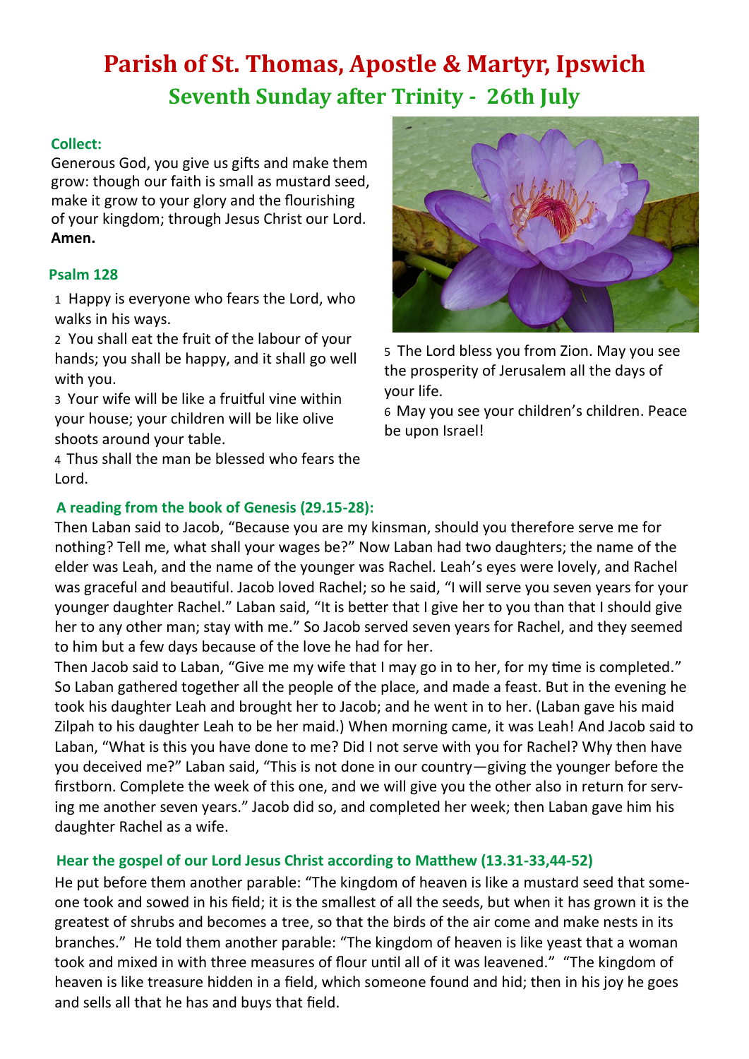# Parish of St. Thomas, Apostle & Martyr, Ipswich

## Seventh Sunday after Trinity - 26th July

### Collect:

Generous God, you give us gifts and make them grow: though our faith is small as mustard seed, make it grow to your glory and the flourishing of your kingdom; through Jesus Christ our Lord. **Amen.**

### Psalm 128

1 Happy is everyone who fears the Lord, who walks in his ways.

2 You shall eat the fruit of the labour of your hands; you shall be happy, and it shall go well with you.

3 Your wife will be like a fruitful vine within your house; your children will be like olive shoots around your table.

4 Thus shall the man be blessed who fears the Lord.

5 The Lord bless you from Zion. May you see the prosperity of Jerusalem all the days of your life.

6 May you see your children's children. Peace be upon Israel!

### A reading from the book of Genesis (29.15-28):

Then Laban said to Jacob, "Because you are my kinsman, should you therefore serve me for nothing? Tell me, what shall your wages be?" Now Laban had two daughters; the name of the elder was Leah, and the name of the younger was Rachel. Leah's eyes were lovely, and Rachel was graceful and beautiful. Jacob loved Rachel; so he said, "I will serve you seven years for your younger daughter Rachel." Laban said, "It is better that I give her to you than that I should give her to any other man; stay with me." So Jacob served seven years for Rachel, and they seemed to him but a few days because of the love he had for her.

Then Jacob said to Laban, "Give me my wife that I may go in to her, for my time is completed." So Laban gathered together all the people of the place, and made a feast. But in the evening he took his daughter Leah and brought her to Jacob; and he went in to her. (Laban gave his maid Zilpah to his daughter Leah to be her maid.) When morning came, it was Leah! And Jacob said to Laban, "What is this you have done to me? Did I not serve with you for Rachel? Why then have you deceived me?" Laban said, "This is not done in our country—giving the younger before the firstborn. Complete the week of this one, and we will give you the other also in return for serving me another seven years." Jacob did so, and completed her week; then Laban gave him his daughter Rachel as a wife.

### Hear the gospel of our Lord Jesus Christ according to Matthew (13.31-33,44-52)

He put before them another parable: "The kingdom of heaven is like a mustard seed that someone took and sowed in his field; it is the smallest of all the seeds, but when it has grown it is the greatest of shrubs and becomes a tree, so that the birds of the air come and make nests in its branches." He told them another parable: "The kingdom of heaven is like yeast that a woman took and mixed in with three measures of flour until all of it was leavened." "The kingdom of heaven is like treasure hidden in a field, which someone found and hid; then in his joy he goes and sells all that he has and buys that field.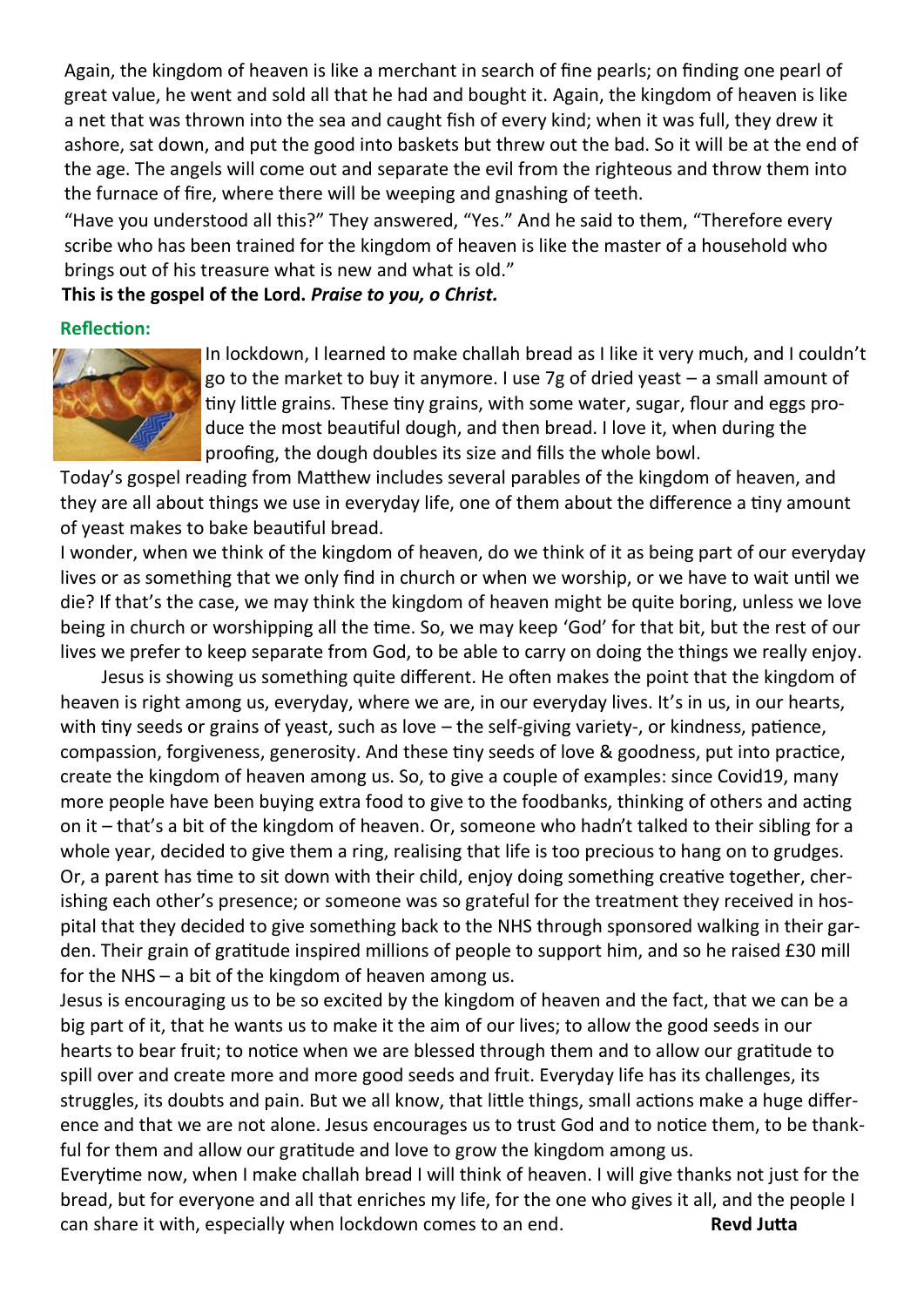Again, the kingdom of heaven is like a merchant in search of fine pearls; on finding one pearl of great value, he went and sold all that he had and bought it. Again, the kingdom of heaven is like a net that was thrown into the sea and caught fish of every kind; when it was full, they drew it ashore, sat down, and put the good into baskets but threw out the bad. So it will be at the end of the age. The angels will come out and separate the evil from the righteous and throw them into the furnace of fire, where there will be weeping and gnashing of teeth.

"Have you understood all this?" They answered, "Yes." And he said to them, "Therefore every scribe who has been trained for the kingdom of heaven is like the master of a household who brings out of his treasure what is new and what is old."

**This is the gospel of the Lord.** ***Praise to you, o Christ.***

**Reflection:**

In lockdown, I learned to make challah bread as I like it very much, and I couldn't go to the market to buy it anymore. I use 7g of dried yeast – a small amount of tiny little grains. These tiny grains, with some water, sugar, flour and eggs produce the most beautiful dough, and then bread. I love it, when during the proofing, the dough doubles its size and fills the whole bowl.

Today's gospel reading from Matthew includes several parables of the kingdom of heaven, and they are all about things we use in everyday life, one of them about the difference a tiny amount of yeast makes to bake beautiful bread.

I wonder, when we think of the kingdom of heaven, do we think of it as being part of our everyday lives or as something that we only find in church or when we worship, or we have to wait until we die? If that's the case, we may think the kingdom of heaven might be quite boring, unless we love being in church or worshipping all the time. So, we may keep 'God' for that bit, but the rest of our lives we prefer to keep separate from God, to be able to carry on doing the things we really enjoy.

Jesus is showing us something quite different. He often makes the point that the kingdom of heaven is right among us, everyday, where we are, in our everyday lives. It's in us, in our hearts, with tiny seeds or grains of yeast, such as love – the self-giving variety-, or kindness, patience, compassion, forgiveness, generosity. And these tiny seeds of love & goodness, put into practice, create the kingdom of heaven among us. So, to give a couple of examples: since Covid19, many more people have been buying extra food to give to the foodbanks, thinking of others and acting on it – that's a bit of the kingdom of heaven. Or, someone who hadn't talked to their sibling for a whole year, decided to give them a ring, realising that life is too precious to hang on to grudges. Or, a parent has time to sit down with their child, enjoy doing something creative together, cherishing each other's presence; or someone was so grateful for the treatment they received in hospital that they decided to give something back to the NHS through sponsored walking in their garden. Their grain of gratitude inspired millions of people to support him, and so he raised £30 mill for the NHS – a bit of the kingdom of heaven among us.

Jesus is encouraging us to be so excited by the kingdom of heaven and the fact, that we can be a big part of it, that he wants us to make it the aim of our lives; to allow the good seeds in our hearts to bear fruit; to notice when we are blessed through them and to allow our gratitude to spill over and create more and more good seeds and fruit. Everyday life has its challenges, its struggles, its doubts and pain. But we all know, that little things, small actions make a huge difference and that we are not alone. Jesus encourages us to trust God and to notice them, to be thankful for them and allow our gratitude and love to grow the kingdom among us.

Everytime now, when I make challah bread I will think of heaven. I will give thanks not just for the bread, but for everyone and all that enriches my life, for the one who gives it all, and the people I can share it with, especially when lockdown comes to an end. **Revd Jutta**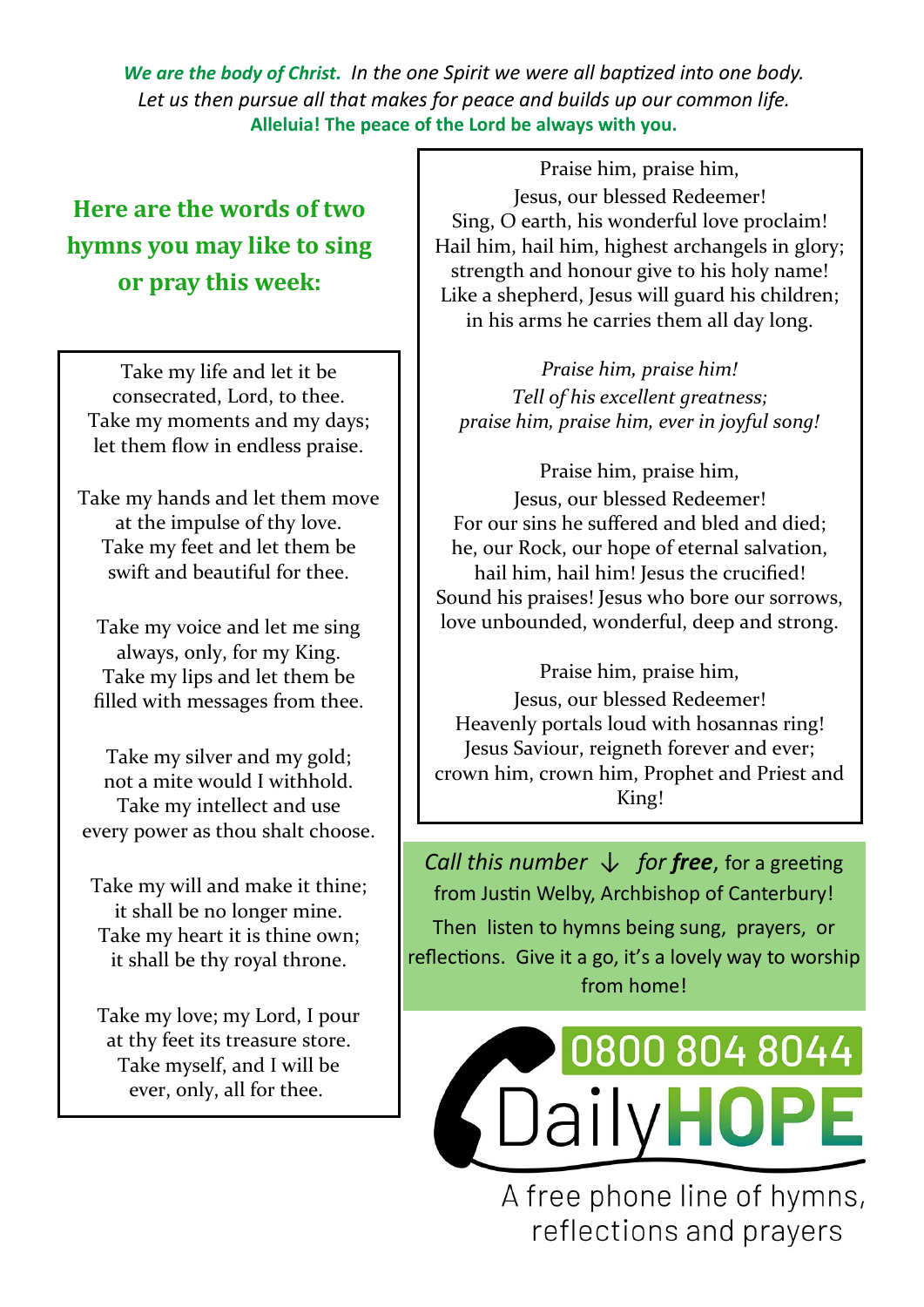***We are the body of Christ.*** *In the one Spirit we were all baptized into one body.*
*Let us then pursue all that makes for peace and builds up our common life.*
**Alleluia! The peace of the Lord be always with you.**

## Here are the words of two hymns you may like to sing or pray this week:

Take my life and let it be
consecrated, Lord, to thee.
Take my moments and my days;
let them flow in endless praise.

Take my hands and let them move
at the impulse of thy love.
Take my feet and let them be
swift and beautiful for thee.

Take my voice and let me sing
always, only, for my King.
Take my lips and let them be
filled with messages from thee.

Take my silver and my gold;
not a mite would I withhold.
Take my intellect and use
every power as thou shalt choose.

Take my will and make it thine;
it shall be no longer mine.
Take my heart it is thine own;
it shall be thy royal throne.

Take my love; my Lord, I pour
at thy feet its treasure store.
Take myself, and I will be
ever, only, all for thee.

---

Praise him, praise him,
Jesus, our blessed Redeemer!
Sing, O earth, his wonderful love proclaim!
Hail him, hail him, highest archangels in glory;
strength and honour give to his holy name!
Like a shepherd, Jesus will guard his children;
in his arms he carries them all day long.

*Praise him, praise him!*
*Tell of his excellent greatness;*
*praise him, praise him, ever in joyful song!*

Praise him, praise him,
Jesus, our blessed Redeemer!
For our sins he suffered and bled and died;
he, our Rock, our hope of eternal salvation,
hail him, hail him! Jesus the crucified!
Sound his praises! Jesus who bore our sorrows,
love unbounded, wonderful, deep and strong.

Praise him, praise him,
Jesus, our blessed Redeemer!
Heavenly portals loud with hosannas ring!
Jesus Saviour, reigneth forever and ever;
crown him, crown him, Prophet and Priest and King!

---

*Call this number ↓ for **free**,* for a greeting from Justin Welby, Archbishop of Canterbury! Then listen to hymns being sung, prayers, or reflections. Give it a go, it's a lovely way to worship from home!

**0800 804 8044**

Daily**HOPE**

A free phone line of hymns, reflections and prayers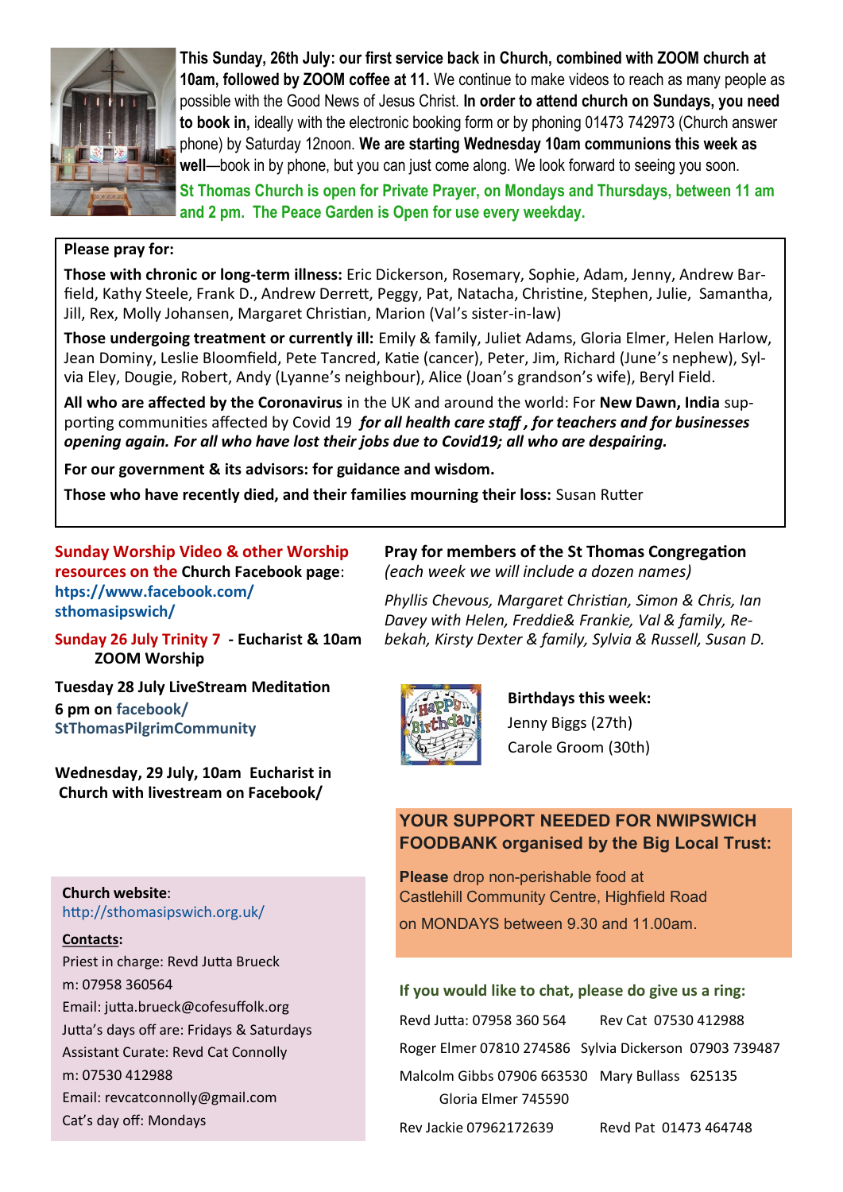**This Sunday, 26th July: our first service back in Church, combined with ZOOM church at 10am, followed by ZOOM coffee at 11.** We continue to make videos to reach as many people as possible with the Good News of Jesus Christ. **In order to attend church on Sundays, you need to book in,** ideally with the electronic booking form or by phoning 01473 742973 (Church answer phone) by Saturday 12noon. **We are starting Wednesday 10am communions this week as well**—book in by phone, but you can just come along. We look forward to seeing you soon.

**St Thomas Church is open for Private Prayer, on Mondays and Thursdays, between 11 am and 2 pm. The Peace Garden is Open for use every weekday.**

**Please pray for:**

**Those with chronic or long-term illness:** Eric Dickerson, Rosemary, Sophie, Adam, Jenny, Andrew Barfield, Kathy Steele, Frank D., Andrew Derrett, Peggy, Pat, Natacha, Christine, Stephen, Julie, Samantha, Jill, Rex, Molly Johansen, Margaret Christian, Marion (Val's sister-in-law)

**Those undergoing treatment or currently ill:** Emily & family, Juliet Adams, Gloria Elmer, Helen Harlow, Jean Dominy, Leslie Bloomfield, Pete Tancred, Katie (cancer), Peter, Jim, Richard (June's nephew), Sylvia Eley, Dougie, Robert, Andy (Lyanne's neighbour), Alice (Joan's grandson's wife), Beryl Field.

**All who are affected by the Coronavirus** in the UK and around the world: For **New Dawn, India** supporting communities affected by Covid 19 ***for all health care staff , for teachers and for businesses opening again. For all who have lost their jobs due to Covid19; all who are despairing.***

**For our government & its advisors: for guidance and wisdom.**

**Those who have recently died, and their families mourning their loss:** Susan Rutter

**Sunday Worship Video & other Worship resources on the Church Facebook page**: **https://www.facebook.com/sthomasipswich/**

**Sunday 26 July Trinity 7 - Eucharist & 10am ZOOM Worship**

**Tuesday 28 July LiveStream Meditation 6 pm on facebook/StThomasPilgrimCommunity**

**Wednesday, 29 July, 10am Eucharist in Church with livestream on Facebook/**

**Church website**: http://sthomasipswich.org.uk/

**Contacts:**

Priest in charge: Revd Jutta Brueck
m: 07958 360564
Email: jutta.brueck@cofesuffolk.org
Jutta's days off are: Fridays & Saturdays
Assistant Curate: Revd Cat Connolly
m: 07530 412988
Email: revcatconnolly@gmail.com
Cat's day off: Mondays

**Pray for members of the St Thomas Congregation**
*(each week we will include a dozen names)*

*Phyllis Chevous, Margaret Christian, Simon & Chris, Ian Davey with Helen, Freddie& Frankie, Val & family, Rebekah, Kirsty Dexter & family, Sylvia & Russell, Susan D.*

**Birthdays this week:**
Jenny Biggs (27th)
Carole Groom (30th)

**YOUR SUPPORT NEEDED FOR NWIPSWICH FOODBANK organised by the Big Local Trust:**

**Please** drop non-perishable food at Castlehill Community Centre, Highfield Road on MONDAYS between 9.30 and 11.00am.

**If you would like to chat, please do give us a ring:**

Revd Jutta: 07958 360 564 — Rev Cat 07530 412988
Roger Elmer 07810 274586 — Sylvia Dickerson 07903 739487
Malcolm Gibbs 07906 663530 — Mary Bullass 625135
Gloria Elmer 745590
Rev Jackie 07962172639 — Revd Pat 01473 464748